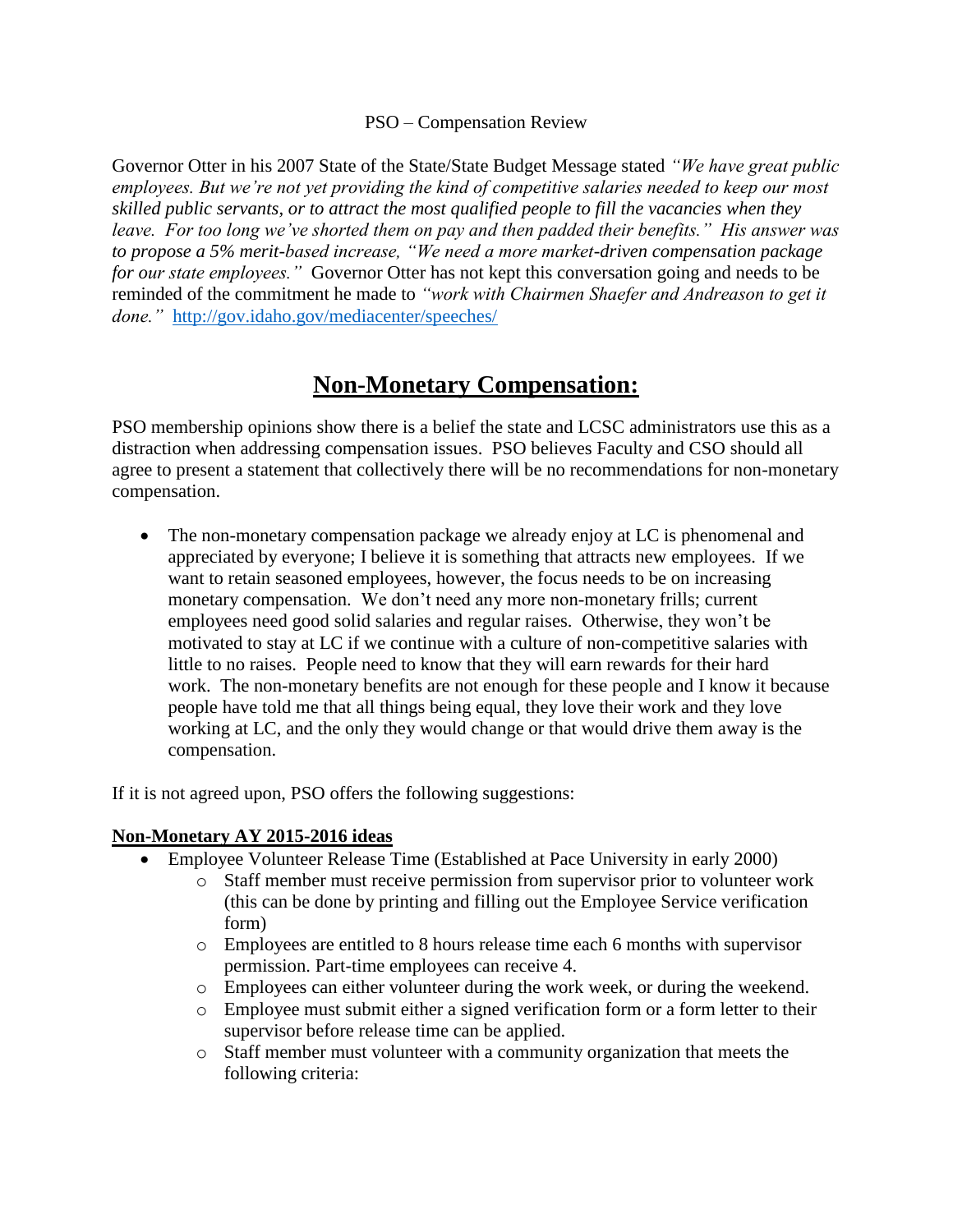PSO – Compensation Review

Governor Otter in his 2007 State of the State/State Budget Message stated *"We have great public employees. But we're not yet providing the kind of competitive salaries needed to keep our most skilled public servants, or to attract the most qualified people to fill the vacancies when they leave. For too long we've shorted them on pay and then padded their benefits." His answer was to propose a 5% merit-based increase, "We need a more market-driven compensation package for our state employees."* Governor Otter has not kept this conversation going and needs to be reminded of the commitment he made to *"work with Chairmen Shaefer and Andreason to get it done."* http://gov.idaho.gov/mediacenter/speeches/

# Non-Monetary Compensation:

PSO membership opinions show there is a belief the state and LCSC administrators use this as a distraction when addressing compensation issues. PSO believes Faculty and CSO should all agree to present a statement that collectively there will be no recommendations for non-monetary compensation.

- The non-monetary compensation package we already enjoy at LC is phenomenal and appreciated by everyone; I believe it is something that attracts new employees. If we want to retain seasoned employees, however, the focus needs to be on increasing monetary compensation. We don't need any more non-monetary frills; current employees need good solid salaries and regular raises. Otherwise, they won't be motivated to stay at LC if we continue with a culture of non-competitive salaries with little to no raises. People need to know that they will earn rewards for their hard work. The non-monetary benefits are not enough for these people and I know it because people have told me that all things being equal, they love their work and they love working at LC, and the only they would change or that would drive them away is the compensation.

If it is not agreed upon, PSO offers the following suggestions:

**Non-Monetary AY 2015-2016 ideas**

- Employee Volunteer Release Time (Established at Pace University in early 2000)
  - Staff member must receive permission from supervisor prior to volunteer work (this can be done by printing and filling out the Employee Service verification form)
  - Employees are entitled to 8 hours release time each 6 months with supervisor permission. Part-time employees can receive 4.
  - Employees can either volunteer during the work week, or during the weekend.
  - Employee must submit either a signed verification form or a form letter to their supervisor before release time can be applied.
  - Staff member must volunteer with a community organization that meets the following criteria: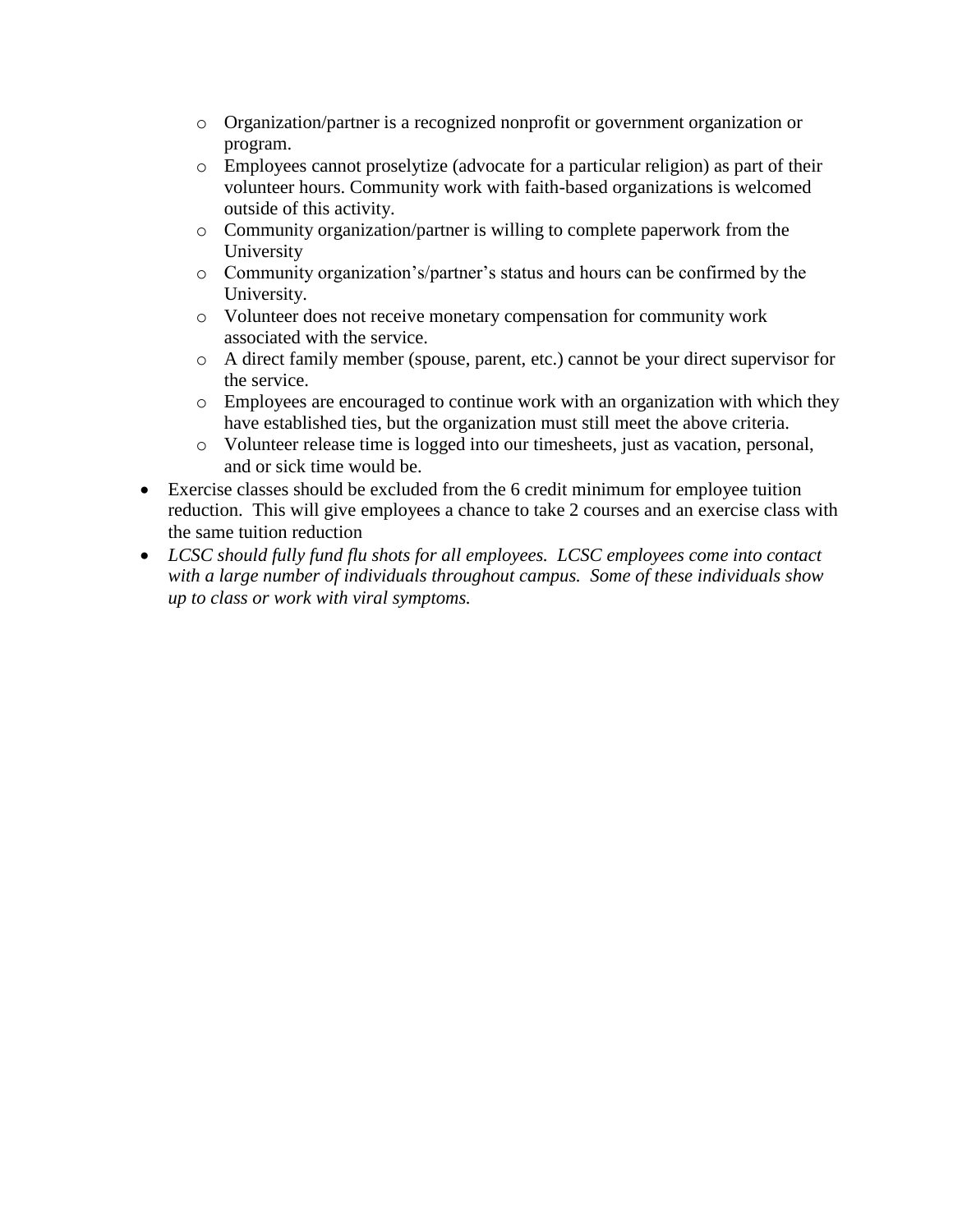- Organization/partner is a recognized nonprofit or government organization or program.
  - Employees cannot proselytize (advocate for a particular religion) as part of their volunteer hours. Community work with faith-based organizations is welcomed outside of this activity.
  - Community organization/partner is willing to complete paperwork from the University
  - Community organization's/partner's status and hours can be confirmed by the University.
  - Volunteer does not receive monetary compensation for community work associated with the service.
  - A direct family member (spouse, parent, etc.) cannot be your direct supervisor for the service.
  - Employees are encouraged to continue work with an organization with which they have established ties, but the organization must still meet the above criteria.
  - Volunteer release time is logged into our timesheets, just as vacation, personal, and or sick time would be.
- Exercise classes should be excluded from the 6 credit minimum for employee tuition reduction. This will give employees a chance to take 2 courses and an exercise class with the same tuition reduction
- *LCSC should fully fund flu shots for all employees. LCSC employees come into contact with a large number of individuals throughout campus. Some of these individuals show up to class or work with viral symptoms.*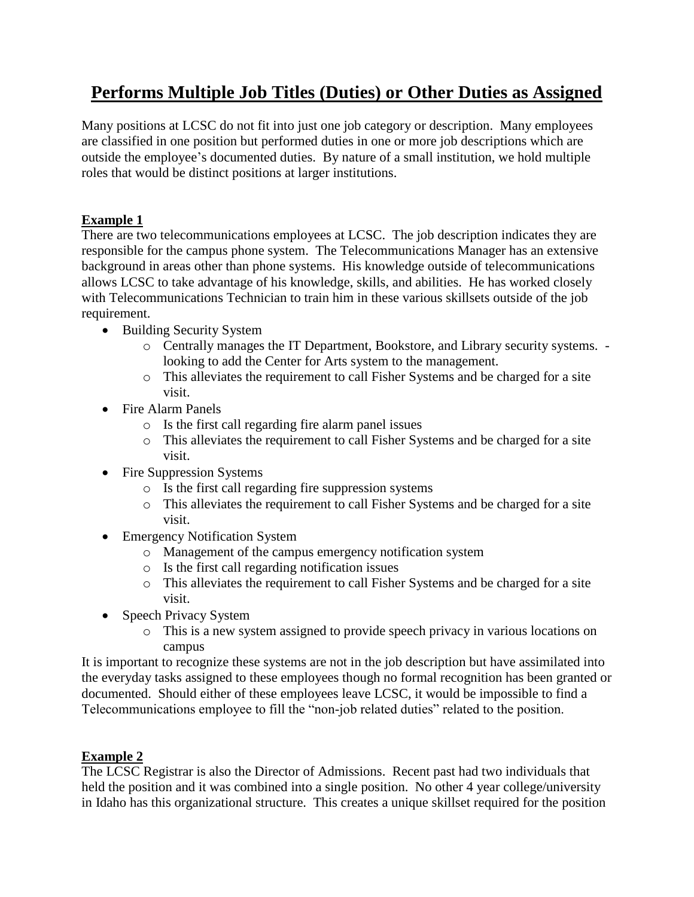# Performs Multiple Job Titles (Duties) or Other Duties as Assigned

Many positions at LCSC do not fit into just one job category or description. Many employees are classified in one position but performed duties in one or more job descriptions which are outside the employee's documented duties. By nature of a small institution, we hold multiple roles that would be distinct positions at larger institutions.

**Example 1**

There are two telecommunications employees at LCSC. The job description indicates they are responsible for the campus phone system. The Telecommunications Manager has an extensive background in areas other than phone systems. His knowledge outside of telecommunications allows LCSC to take advantage of his knowledge, skills, and abilities. He has worked closely with Telecommunications Technician to train him in these various skillsets outside of the job requirement.

- Building Security System
    - Centrally manages the IT Department, Bookstore, and Library security systems. - looking to add the Center for Arts system to the management.
    - This alleviates the requirement to call Fisher Systems and be charged for a site visit.
- Fire Alarm Panels
    - Is the first call regarding fire alarm panel issues
    - This alleviates the requirement to call Fisher Systems and be charged for a site visit.
- Fire Suppression Systems
    - Is the first call regarding fire suppression systems
    - This alleviates the requirement to call Fisher Systems and be charged for a site visit.
- Emergency Notification System
    - Management of the campus emergency notification system
    - Is the first call regarding notification issues
    - This alleviates the requirement to call Fisher Systems and be charged for a site visit.
- Speech Privacy System
    - This is a new system assigned to provide speech privacy in various locations on campus

It is important to recognize these systems are not in the job description but have assimilated into the everyday tasks assigned to these employees though no formal recognition has been granted or documented. Should either of these employees leave LCSC, it would be impossible to find a Telecommunications employee to fill the "non-job related duties" related to the position.

**Example 2**

The LCSC Registrar is also the Director of Admissions. Recent past had two individuals that held the position and it was combined into a single position. No other 4 year college/university in Idaho has this organizational structure. This creates a unique skillset required for the position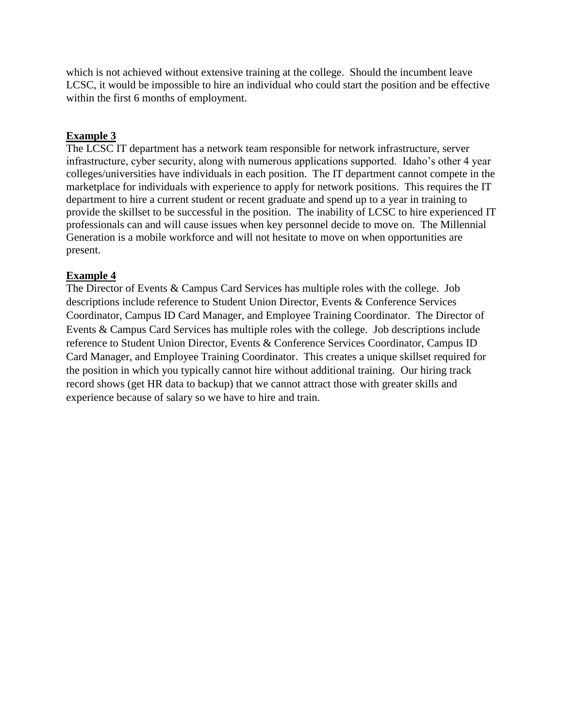which is not achieved without extensive training at the college. Should the incumbent leave LCSC, it would be impossible to hire an individual who could start the position and be effective within the first 6 months of employment.

**Example 3**

The LCSC IT department has a network team responsible for network infrastructure, server infrastructure, cyber security, along with numerous applications supported. Idaho's other 4 year colleges/universities have individuals in each position. The IT department cannot compete in the marketplace for individuals with experience to apply for network positions. This requires the IT department to hire a current student or recent graduate and spend up to a year in training to provide the skillset to be successful in the position. The inability of LCSC to hire experienced IT professionals can and will cause issues when key personnel decide to move on. The Millennial Generation is a mobile workforce and will not hesitate to move on when opportunities are present.

**Example 4**

The Director of Events & Campus Card Services has multiple roles with the college. Job descriptions include reference to Student Union Director, Events & Conference Services Coordinator, Campus ID Card Manager, and Employee Training Coordinator. The Director of Events & Campus Card Services has multiple roles with the college. Job descriptions include reference to Student Union Director, Events & Conference Services Coordinator, Campus ID Card Manager, and Employee Training Coordinator. This creates a unique skillset required for the position in which you typically cannot hire without additional training. Our hiring track record shows (get HR data to backup) that we cannot attract those with greater skills and experience because of salary so we have to hire and train.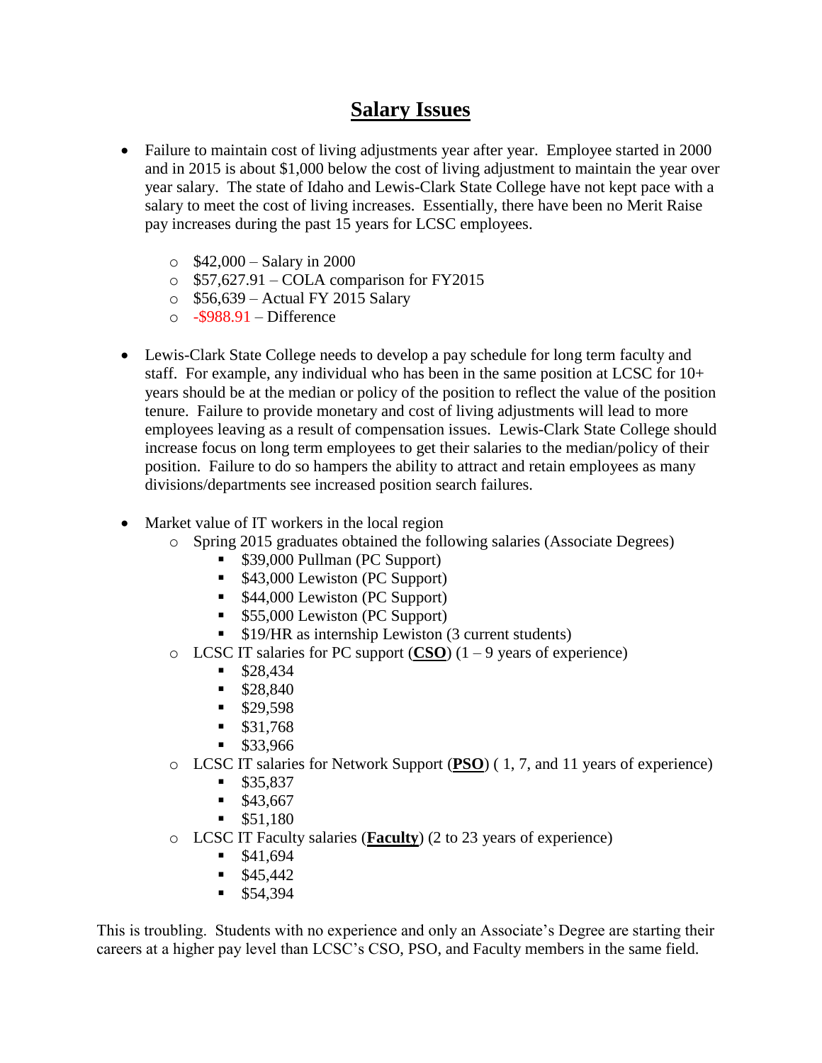# Salary Issues

- Failure to maintain cost of living adjustments year after year. Employee started in 2000 and in 2015 is about $1,000 below the cost of living adjustment to maintain the year over year salary. The state of Idaho and Lewis-Clark State College have not kept pace with a salary to meet the cost of living increases. Essentially, there have been no Merit Raise pay increases during the past 15 years for LCSC employees.
  - $42,000 – Salary in 2000
  - $57,627.91 – COLA comparison for FY2015
  - $56,639 – Actual FY 2015 Salary
  - -$988.91 – Difference

- Lewis-Clark State College needs to develop a pay schedule for long term faculty and staff. For example, any individual who has been in the same position at LCSC for 10+ years should be at the median or policy of the position to reflect the value of the position tenure. Failure to provide monetary and cost of living adjustments will lead to more employees leaving as a result of compensation issues. Lewis-Clark State College should increase focus on long term employees to get their salaries to the median/policy of their position. Failure to do so hampers the ability to attract and retain employees as many divisions/departments see increased position search failures.

- Market value of IT workers in the local region
  - Spring 2015 graduates obtained the following salaries (Associate Degrees)
    - $39,000 Pullman (PC Support)
    - $43,000 Lewiston (PC Support)
    - $44,000 Lewiston (PC Support)
    - $55,000 Lewiston (PC Support)
    - $19/HR as internship Lewiston (3 current students)
  - LCSC IT salaries for PC support (**CSO**) (1 – 9 years of experience)
    - $28,434
    - $28,840
    - $29,598
    - $31,768
    - $33,966
  - LCSC IT salaries for Network Support (**PSO**) ( 1, 7, and 11 years of experience)
    - $35,837
    - $43,667
    - $51,180
  - LCSC IT Faculty salaries (**Faculty**) (2 to 23 years of experience)
    - $41,694
    - $45,442
    - $54,394

This is troubling. Students with no experience and only an Associate's Degree are starting their careers at a higher pay level than LCSC's CSO, PSO, and Faculty members in the same field.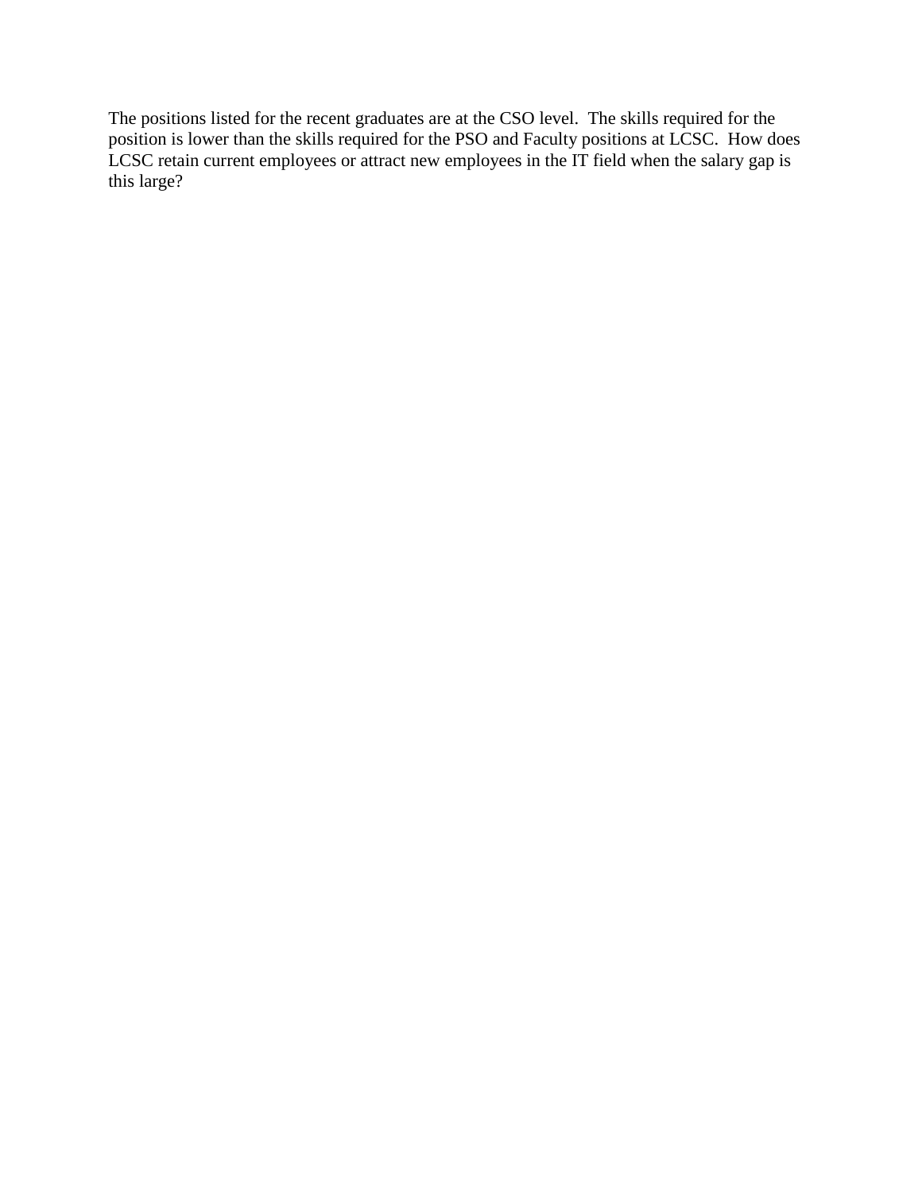The positions listed for the recent graduates are at the CSO level. The skills required for the position is lower than the skills required for the PSO and Faculty positions at LCSC. How does LCSC retain current employees or attract new employees in the IT field when the salary gap is this large?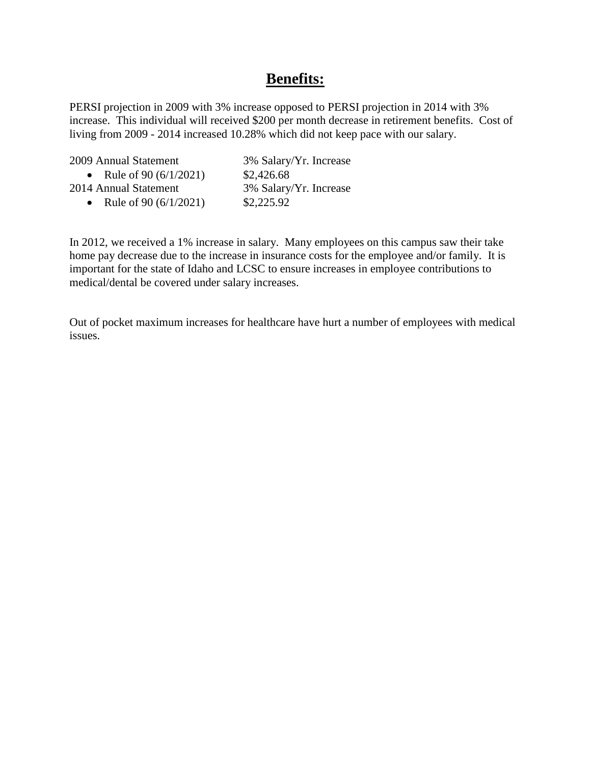# **Benefits:**

PERSI projection in 2009 with 3% increase opposed to PERSI projection in 2014 with 3% increase. This individual will received $200 per month decrease in retirement benefits. Cost of living from 2009 - 2014 increased 10.28% which did not keep pace with our salary.

| | |
|---|---|
| 2009 Annual Statement | 3% Salary/Yr. Increase |
| • Rule of 90 (6/1/2021) | $2,426.68 |
| 2014 Annual Statement | 3% Salary/Yr. Increase |
| • Rule of 90 (6/1/2021) | $2,225.92 |

In 2012, we received a 1% increase in salary. Many employees on this campus saw their take home pay decrease due to the increase in insurance costs for the employee and/or family. It is important for the state of Idaho and LCSC to ensure increases in employee contributions to medical/dental be covered under salary increases.

Out of pocket maximum increases for healthcare have hurt a number of employees with medical issues.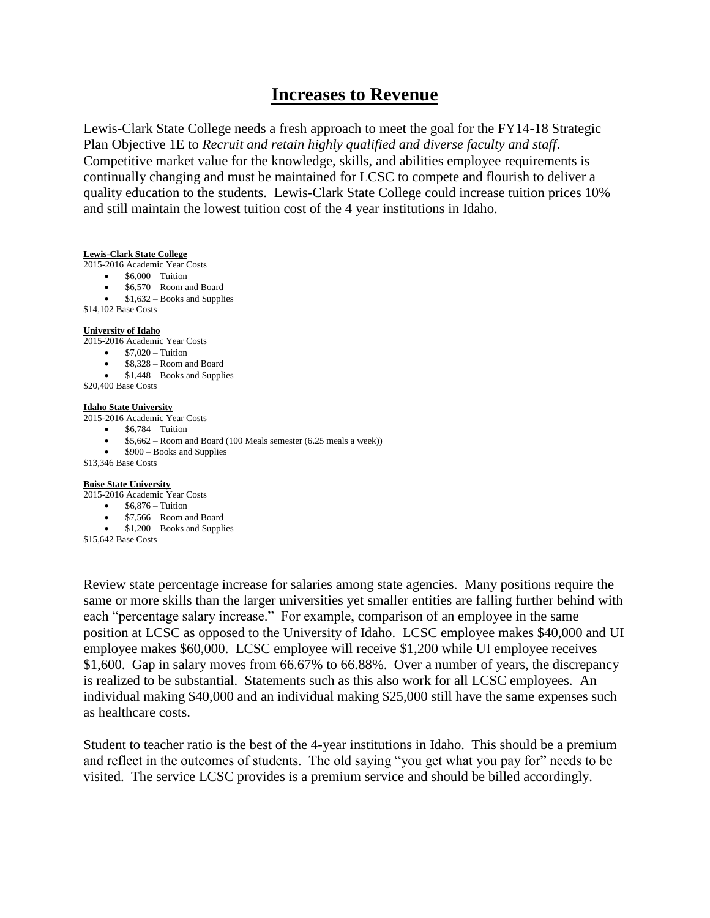# Increases to Revenue

Lewis-Clark State College needs a fresh approach to meet the goal for the FY14-18 Strategic Plan Objective 1E to *Recruit and retain highly qualified and diverse faculty and staff*. Competitive market value for the knowledge, skills, and abilities employee requirements is continually changing and must be maintained for LCSC to compete and flourish to deliver a quality education to the students. Lewis-Clark State College could increase tuition prices 10% and still maintain the lowest tuition cost of the 4 year institutions in Idaho.

**Lewis-Clark State College**

2015-2016 Academic Year Costs

- $6,000 – Tuition
- $6,570 – Room and Board
- $1,632 – Books and Supplies

$14,102 Base Costs

**University of Idaho**

2015-2016 Academic Year Costs

- $7,020 – Tuition
- $8,328 – Room and Board
- $1,448 – Books and Supplies

$20,400 Base Costs

**Idaho State University**

2015-2016 Academic Year Costs

- $6,784 – Tuition
- $5,662 – Room and Board (100 Meals semester (6.25 meals a week))
- $900 – Books and Supplies

$13,346 Base Costs

**Boise State University**

2015-2016 Academic Year Costs

- $6,876 – Tuition
- $7,566 – Room and Board
- $1,200 – Books and Supplies

$15,642 Base Costs

Review state percentage increase for salaries among state agencies. Many positions require the same or more skills than the larger universities yet smaller entities are falling further behind with each "percentage salary increase." For example, comparison of an employee in the same position at LCSC as opposed to the University of Idaho. LCSC employee makes $40,000 and UI employee makes $60,000. LCSC employee will receive $1,200 while UI employee receives $1,600. Gap in salary moves from 66.67% to 66.88%. Over a number of years, the discrepancy is realized to be substantial. Statements such as this also work for all LCSC employees. An individual making $40,000 and an individual making $25,000 still have the same expenses such as healthcare costs.

Student to teacher ratio is the best of the 4-year institutions in Idaho. This should be a premium and reflect in the outcomes of students. The old saying "you get what you pay for" needs to be visited. The service LCSC provides is a premium service and should be billed accordingly.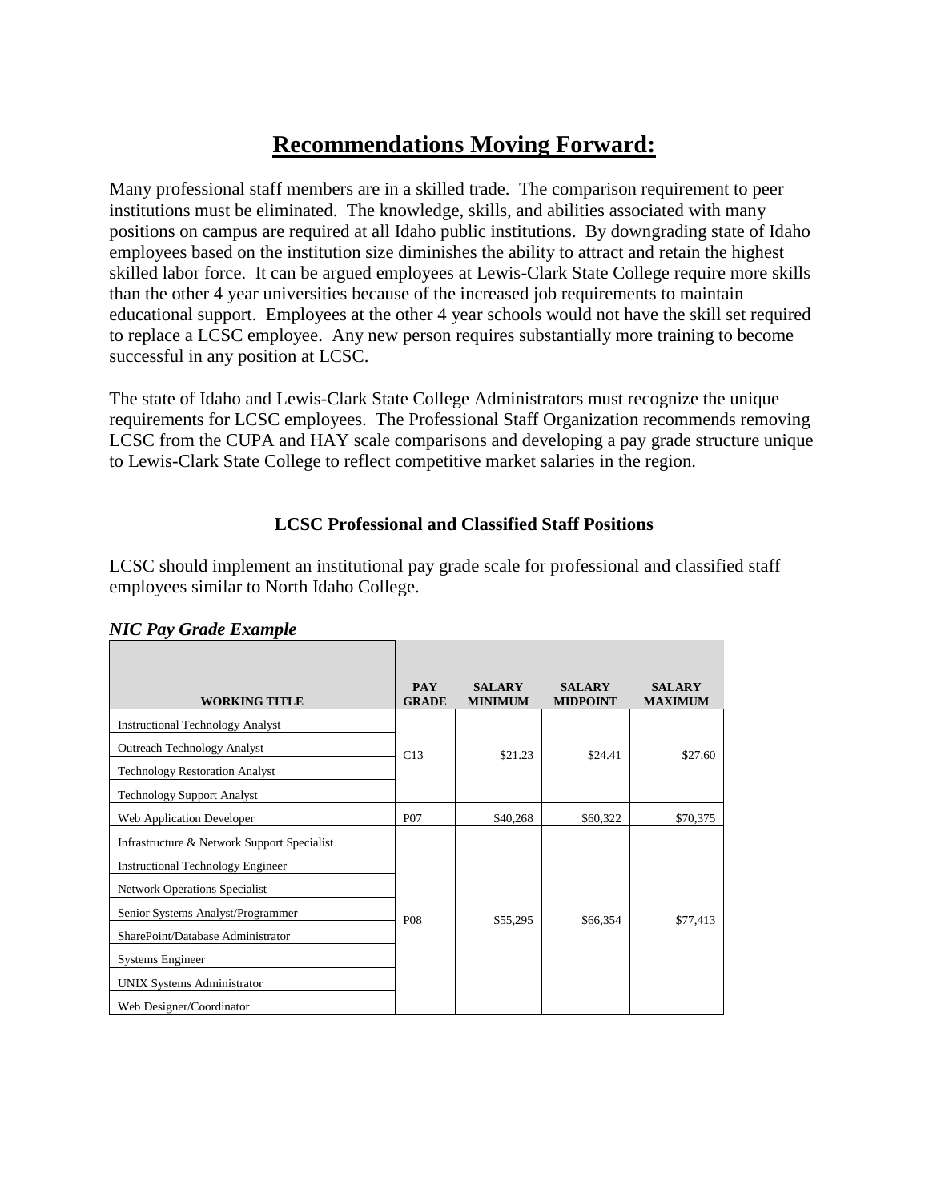# Recommendations Moving Forward:

Many professional staff members are in a skilled trade. The comparison requirement to peer institutions must be eliminated. The knowledge, skills, and abilities associated with many positions on campus are required at all Idaho public institutions. By downgrading state of Idaho employees based on the institution size diminishes the ability to attract and retain the highest skilled labor force. It can be argued employees at Lewis-Clark State College require more skills than the other 4 year universities because of the increased job requirements to maintain educational support. Employees at the other 4 year schools would not have the skill set required to replace a LCSC employee. Any new person requires substantially more training to become successful in any position at LCSC.

The state of Idaho and Lewis-Clark State College Administrators must recognize the unique requirements for LCSC employees. The Professional Staff Organization recommends removing LCSC from the CUPA and HAY scale comparisons and developing a pay grade structure unique to Lewis-Clark State College to reflect competitive market salaries in the region.

### LCSC Professional and Classified Staff Positions

LCSC should implement an institutional pay grade scale for professional and classified staff employees similar to North Idaho College.

***NIC Pay Grade Example***

| WORKING TITLE | PAY GRADE | SALARY MINIMUM | SALARY MIDPOINT | SALARY MAXIMUM |
|---|---|---|---|---|
| Instructional Technology Analyst | C13 | $21.23 | $24.41 | $27.60 |
| Outreach Technology Analyst | | | | |
| Technology Restoration Analyst | | | | |
| Technology Support Analyst | | | | |
| Web Application Developer | P07 | $40,268 | $60,322 | $70,375 |
| Infrastructure & Network Support Specialist | P08 | $55,295 | $66,354 | $77,413 |
| Instructional Technology Engineer | | | | |
| Network Operations Specialist | | | | |
| Senior Systems Analyst/Programmer | | | | |
| SharePoint/Database Administrator | | | | |
| Systems Engineer | | | | |
| UNIX Systems Administrator | | | | |
| Web Designer/Coordinator | | | | |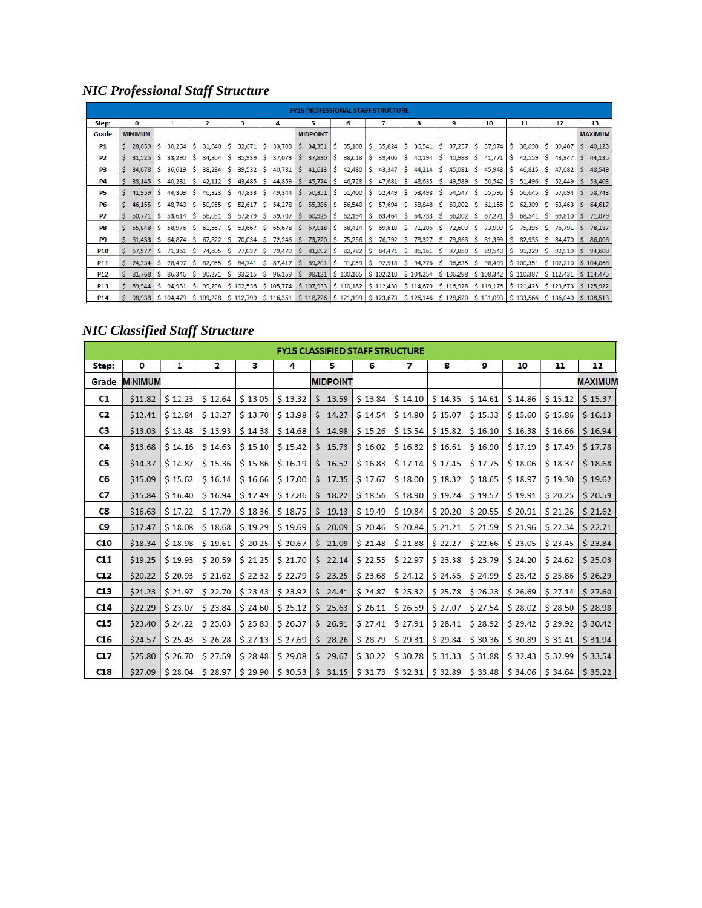## *NIC Professional Staff Structure*

| FY15 PROFESSIONAL STAFF STRUCTURE | | | | | | | | | | | | | | |
|---|---|---|---|---|---|---|---|---|---|---|---|---|---|---|
| Step: | 0 | 1 | 2 | 3 | 4 | 5 | 6 | 7 | 8 | 9 | 10 | 11 | 12 | 13 |
| Grade | MINIMUM | | | | | MIDPOINT | | | | | | | | MAXIMUM |
| P1 | $ 28,659 | $ 30,264 | $ 31,640 | $ 32,671 | $ 33,703 | $ 34,391 | $ 35,108 | $ 35,824 | $ 36,541 | $ 37,257 | $ 37,974 | $ 38,690 | $ 39,407 | $ 40,123 |
| P2 | $ 31,525 | $ 33,290 | $ 34,804 | $ 35,939 | $ 37,073 | $ 37,830 | $ 38,618 | $ 39,406 | $ 40,194 | $ 40,983 | $ 41,771 | $ 42,559 | $ 43,347 | $ 44,135 |
| P3 | $ 34,678 | $ 36,619 | $ 38,284 | $ 39,532 | $ 40,781 | $ 41,613 | $ 42,480 | $ 43,347 | $ 44,214 | $ 45,081 | $ 45,948 | $ 46,815 | $ 47,682 | $ 48,549 |
| P4 | $ 38,145 | $ 40,281 | $ 42,112 | $ 43,485 | $ 44,859 | $ 45,774 | $ 46,728 | $ 47,681 | $ 48,635 | $ 49,589 | $ 50,542 | $ 51,496 | $ 52,449 | $ 53,403 |
| P5 | $ 41,959 | $ 44,309 | $ 46,323 | $ 47,833 | $ 49,344 | $ 50,351 | $ 51,400 | $ 52,449 | $ 53,498 | $ 54,547 | $ 55,596 | $ 56,645 | $ 57,694 | $ 58,743 |
| P6 | $ 46,155 | $ 48,740 | $ 50,955 | $ 52,617 | $ 54,278 | $ 55,386 | $ 56,540 | $ 57,694 | $ 58,848 | $ 60,002 | $ 61,155 | $ 62,309 | $ 63,463 | $ 64,617 |
| P7 | $ 50,771 | $ 53,614 | $ 56,051 | $ 57,879 | $ 59,707 | $ 60,925 | $ 62,194 | $ 63,464 | $ 64,733 | $ 66,002 | $ 67,271 | $ 68,541 | $ 69,810 | $ 71,079 |
| P8 | $ 55,848 | $ 58,976 | $ 61,657 | $ 63,667 | $ 65,678 | $ 67,018 | $ 68,414 | $ 69,810 | $ 71,206 | $ 72,603 | $ 73,999 | $ 75,395 | $ 76,791 | $ 78,187 |
| P9 | $ 61,433 | $ 64,874 | $ 67,822 | $ 70,034 | $ 72,246 | $ 73,720 | $ 75,256 | $ 76,792 | $ 78,327 | $ 79,863 | $ 81,399 | $ 82,935 | $ 84,470 | $ 86,006 |
| P10 | $ 67,577 | $ 71,361 | $ 74,605 | $ 77,037 | $ 79,470 | $ 81,092 | $ 82,782 | $ 84,471 | $ 86,161 | $ 87,850 | $ 89,540 | $ 91,229 | $ 92,919 | $ 94,608 |
| P11 | $ 74,334 | $ 78,497 | $ 82,065 | $ 84,741 | $ 87,417 | $ 89,201 | $ 91,059 | $ 92,918 | $ 94,776 | $ 96,635 | $ 98,493 | $ 100,351 | $ 102,210 | $ 104,068 |
| P12 | $ 81,768 | $ 86,346 | $ 90,271 | $ 93,215 | $ 96,159 | $ 98,121 | $ 100,165 | $ 102,210 | $ 104,254 | $ 106,298 | $ 108,342 | $ 110,387 | $ 112,431 | $ 114,475 |
| P13 | $ 89,944 | $ 94,981 | $ 99,298 | $ 102,536 | $ 105,774 | $ 107,933 | $ 110,182 | $ 112,430 | $ 114,679 | $ 116,928 | $ 119,176 | $ 121,425 | $ 123,673 | $ 125,922 |
| P14 | $ 98,938 | $ 104,479 | $ 109,228 | $ 112,790 | $ 116,351 | $ 118,726 | $ 121,199 | $ 123,673 | $ 126,146 | $ 128,620 | $ 131,093 | $ 133,566 | $ 136,040 | $ 138,513 |

## *NIC Classified Staff Structure*

| FY15 CLASSIFIED STAFF STRUCTURE | | | | | | | | | | | | | |
|---|---|---|---|---|---|---|---|---|---|---|---|---|---|
| Step: | 0 | 1 | 2 | 3 | 4 | 5 | 6 | 7 | 8 | 9 | 10 | 11 | 12 |
| Grade | MINIMUM | | | | | MIDPOINT | | | | | | | MAXIMUM |
| C1 | $11.82 | $ 12.23 | $ 12.64 | $ 13.05 | $ 13.32 | $ 13.59 | $ 13.84 | $ 14.10 | $ 14.35 | $ 14.61 | $ 14.86 | $ 15.12 | $ 15.37 |
| C2 | $12.41 | $ 12.84 | $ 13.27 | $ 13.70 | $ 13.98 | $ 14.27 | $ 14.54 | $ 14.80 | $ 15.07 | $ 15.33 | $ 15.60 | $ 15.86 | $ 16.13 |
| C3 | $13.03 | $ 13.48 | $ 13.93 | $ 14.38 | $ 14.68 | $ 14.98 | $ 15.26 | $ 15.54 | $ 15.82 | $ 16.10 | $ 16.38 | $ 16.66 | $ 16.94 |
| C4 | $13.68 | $ 14.16 | $ 14.63 | $ 15.10 | $ 15.42 | $ 15.73 | $ 16.02 | $ 16.32 | $ 16.61 | $ 16.90 | $ 17.19 | $ 17.49 | $ 17.78 |
| C5 | $14.37 | $ 14.87 | $ 15.36 | $ 15.86 | $ 16.19 | $ 16.52 | $ 16.83 | $ 17.14 | $ 17.45 | $ 17.75 | $ 18.06 | $ 18.37 | $ 18.68 |
| C6 | $15.09 | $ 15.62 | $ 16.14 | $ 16.66 | $ 17.00 | $ 17.35 | $ 17.67 | $ 18.00 | $ 18.32 | $ 18.65 | $ 18.97 | $ 19.30 | $ 19.62 |
| C7 | $15.84 | $ 16.40 | $ 16.94 | $ 17.49 | $ 17.86 | $ 18.22 | $ 18.56 | $ 18.90 | $ 19.24 | $ 19.57 | $ 19.91 | $ 20.25 | $ 20.59 |
| C8 | $16.63 | $ 17.22 | $ 17.79 | $ 18.36 | $ 18.75 | $ 19.13 | $ 19.49 | $ 19.84 | $ 20.20 | $ 20.55 | $ 20.91 | $ 21.26 | $ 21.62 |
| C9 | $17.47 | $ 18.08 | $ 18.68 | $ 19.29 | $ 19.69 | $ 20.09 | $ 20.46 | $ 20.84 | $ 21.21 | $ 21.59 | $ 21.96 | $ 22.34 | $ 22.71 |
| C10 | $18.34 | $ 18.98 | $ 19.61 | $ 20.25 | $ 20.67 | $ 21.09 | $ 21.48 | $ 21.88 | $ 22.27 | $ 22.66 | $ 23.05 | $ 23.45 | $ 23.84 |
| C11 | $19.25 | $ 19.93 | $ 20.59 | $ 21.25 | $ 21.70 | $ 22.14 | $ 22.55 | $ 22.97 | $ 23.38 | $ 23.79 | $ 24.20 | $ 24.62 | $ 25.03 |
| C12 | $20.22 | $ 20.93 | $ 21.62 | $ 22.32 | $ 22.79 | $ 23.25 | $ 23.68 | $ 24.12 | $ 24.55 | $ 24.99 | $ 25.42 | $ 25.86 | $ 26.29 |
| C13 | $21.23 | $ 21.97 | $ 22.70 | $ 23.43 | $ 23.92 | $ 24.41 | $ 24.87 | $ 25.32 | $ 25.78 | $ 26.23 | $ 26.69 | $ 27.14 | $ 27.60 |
| C14 | $22.29 | $ 23.07 | $ 23.84 | $ 24.60 | $ 25.12 | $ 25.63 | $ 26.11 | $ 26.59 | $ 27.07 | $ 27.54 | $ 28.02 | $ 28.50 | $ 28.98 |
| C15 | $23.40 | $ 24.22 | $ 25.03 | $ 25.83 | $ 26.37 | $ 26.91 | $ 27.41 | $ 27.91 | $ 28.41 | $ 28.92 | $ 29.42 | $ 29.92 | $ 30.42 |
| C16 | $24.57 | $ 25.43 | $ 26.28 | $ 27.13 | $ 27.69 | $ 28.26 | $ 28.79 | $ 29.31 | $ 29.84 | $ 30.36 | $ 30.89 | $ 31.41 | $ 31.94 |
| C17 | $25.80 | $ 26.70 | $ 27.59 | $ 28.48 | $ 29.08 | $ 29.67 | $ 30.22 | $ 30.78 | $ 31.33 | $ 31.88 | $ 32.43 | $ 32.99 | $ 33.54 |
| C18 | $27.09 | $ 28.04 | $ 28.97 | $ 29.90 | $ 30.53 | $ 31.15 | $ 31.73 | $ 32.31 | $ 32.89 | $ 33.48 | $ 34.06 | $ 34.64 | $ 35.22 |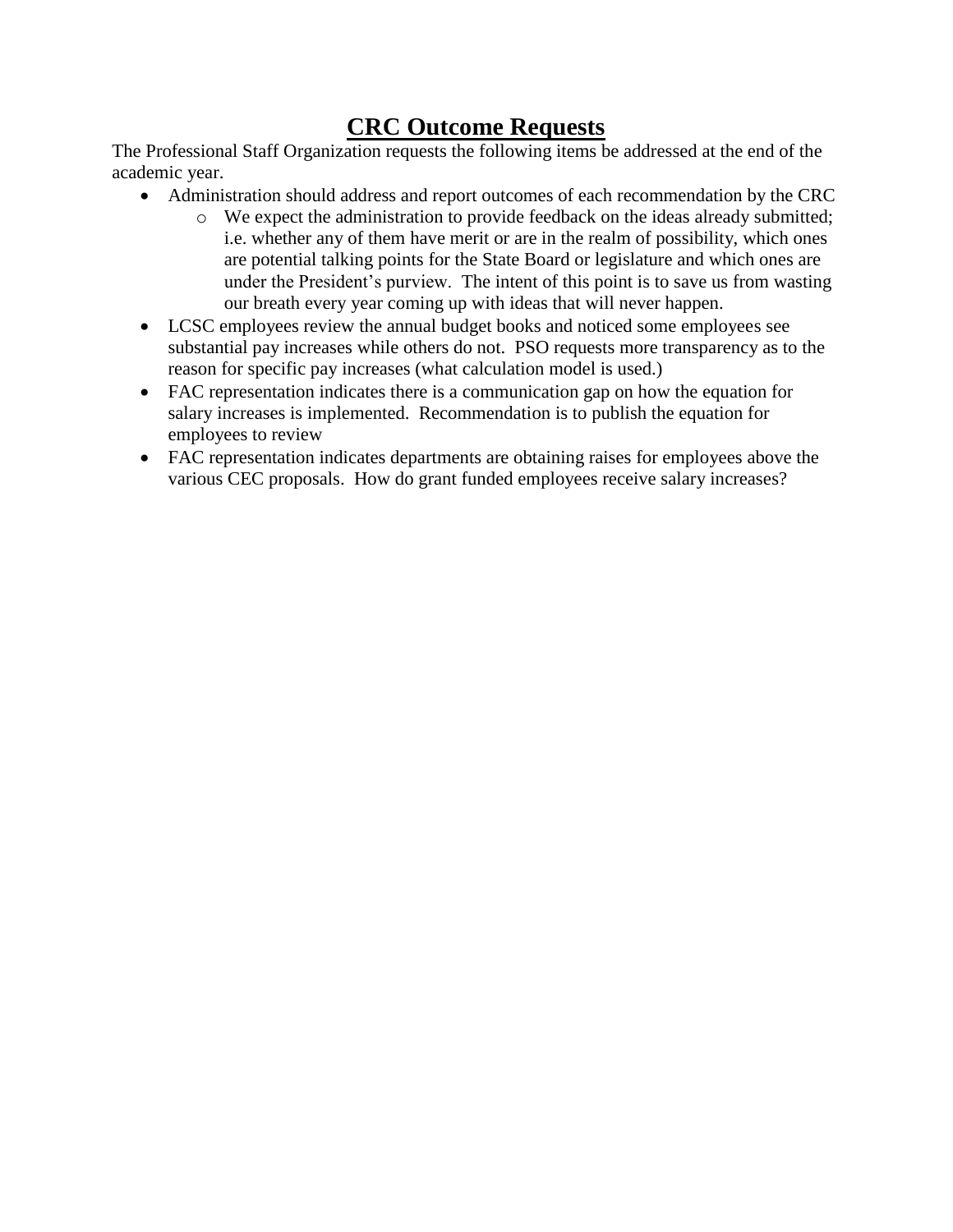# CRC Outcome Requests

The Professional Staff Organization requests the following items be addressed at the end of the academic year.

- Administration should address and report outcomes of each recommendation by the CRC
    - We expect the administration to provide feedback on the ideas already submitted; i.e. whether any of them have merit or are in the realm of possibility, which ones are potential talking points for the State Board or legislature and which ones are under the President's purview. The intent of this point is to save us from wasting our breath every year coming up with ideas that will never happen.
- LCSC employees review the annual budget books and noticed some employees see substantial pay increases while others do not. PSO requests more transparency as to the reason for specific pay increases (what calculation model is used.)
- FAC representation indicates there is a communication gap on how the equation for salary increases is implemented. Recommendation is to publish the equation for employees to review
- FAC representation indicates departments are obtaining raises for employees above the various CEC proposals. How do grant funded employees receive salary increases?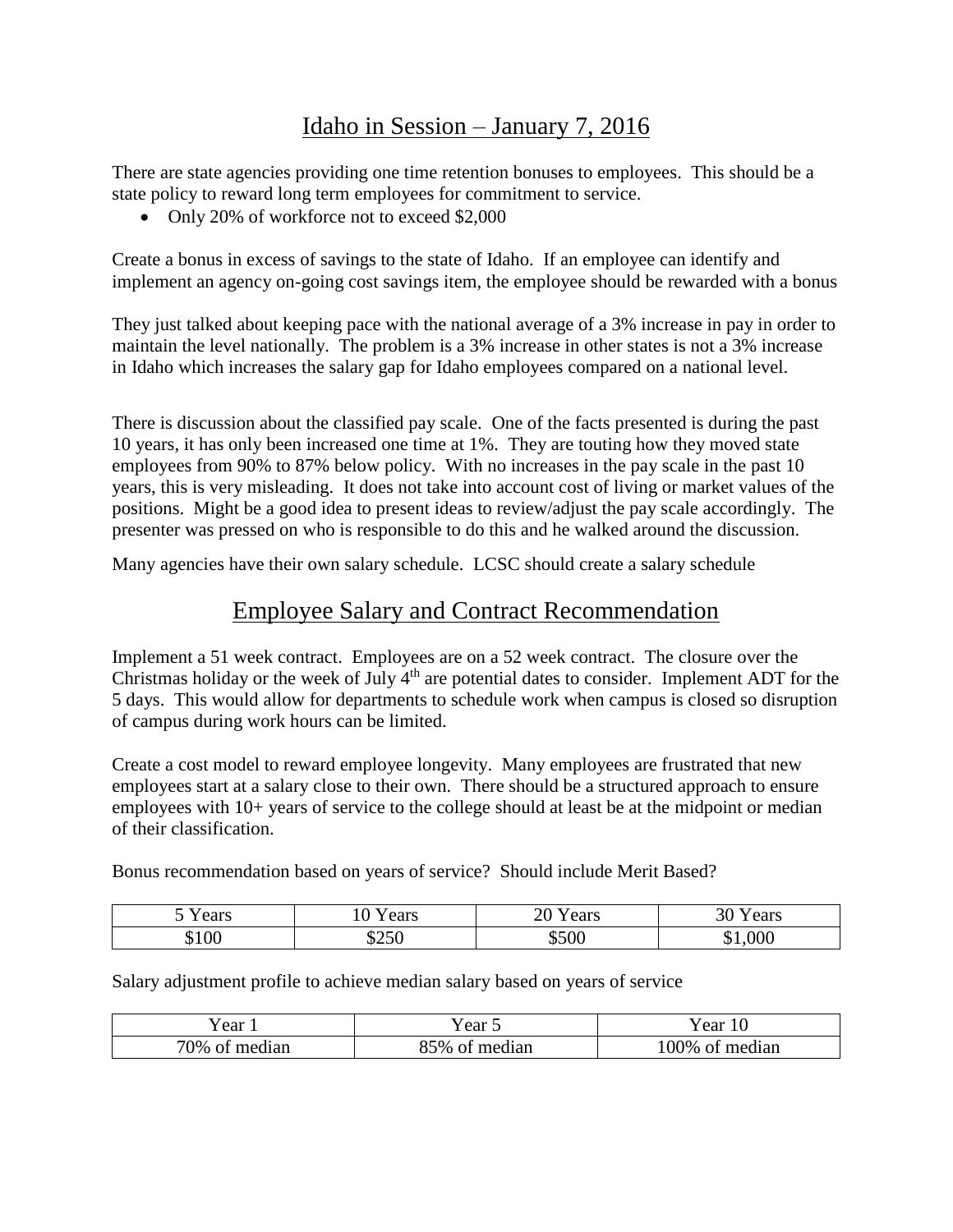# Idaho in Session – January 7, 2016

There are state agencies providing one time retention bonuses to employees. This should be a state policy to reward long term employees for commitment to service.

- Only 20% of workforce not to exceed $2,000

Create a bonus in excess of savings to the state of Idaho. If an employee can identify and implement an agency on-going cost savings item, the employee should be rewarded with a bonus

They just talked about keeping pace with the national average of a 3% increase in pay in order to maintain the level nationally. The problem is a 3% increase in other states is not a 3% increase in Idaho which increases the salary gap for Idaho employees compared on a national level.

There is discussion about the classified pay scale. One of the facts presented is during the past 10 years, it has only been increased one time at 1%. They are touting how they moved state employees from 90% to 87% below policy. With no increases in the pay scale in the past 10 years, this is very misleading. It does not take into account cost of living or market values of the positions. Might be a good idea to present ideas to review/adjust the pay scale accordingly. The presenter was pressed on who is responsible to do this and he walked around the discussion.

Many agencies have their own salary schedule. LCSC should create a salary schedule

# Employee Salary and Contract Recommendation

Implement a 51 week contract. Employees are on a 52 week contract. The closure over the Christmas holiday or the week of July 4th are potential dates to consider. Implement ADT for the 5 days. This would allow for departments to schedule work when campus is closed so disruption of campus during work hours can be limited.

Create a cost model to reward employee longevity. Many employees are frustrated that new employees start at a salary close to their own. There should be a structured approach to ensure employees with 10+ years of service to the college should at least be at the midpoint or median of their classification.

Bonus recommendation based on years of service? Should include Merit Based?

| 5 Years | 10 Years | 20 Years | 30 Years |
|---|---|---|---|
| $100 | $250 | $500 | $1,000 |

Salary adjustment profile to achieve median salary based on years of service

| Year 1 | Year 5 | Year 10 |
|---|---|---|
| 70% of median | 85% of median | 100% of median |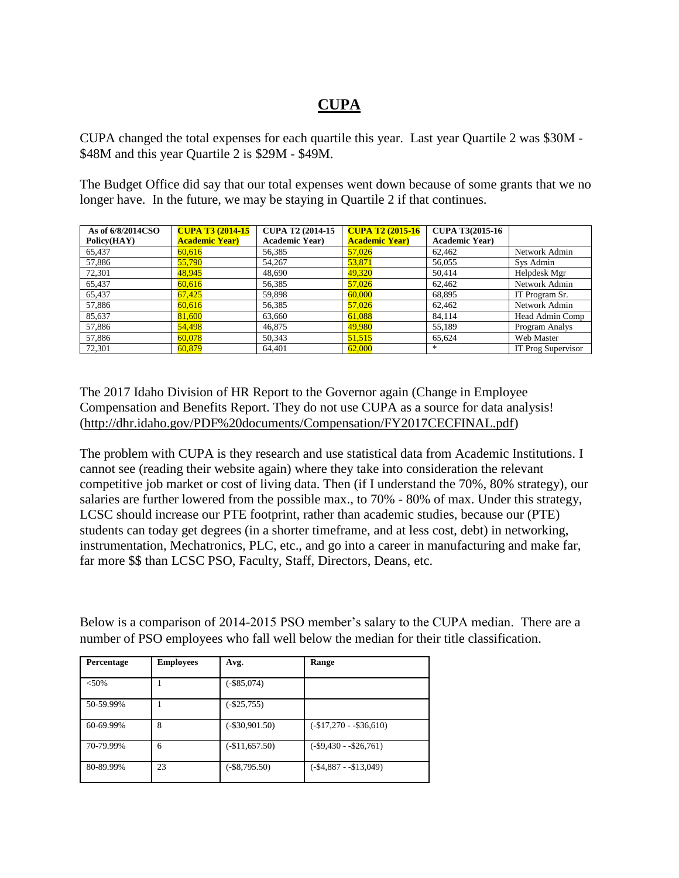# CUPA

CUPA changed the total expenses for each quartile this year. Last year Quartile 2 was $30M - $48M and this year Quartile 2 is $29M - $49M.

The Budget Office did say that our total expenses went down because of some grants that we no longer have. In the future, we may be staying in Quartile 2 if that continues.

| As of 6/8/2014CSO Policy(HAY) | CUPA T3 (2014-15 Academic Year) | CUPA T2 (2014-15 Academic Year) | CUPA T2 (2015-16 Academic Year) | CUPA T3(2015-16 Academic Year) | |
|---|---|---|---|---|---|
| 65,437 | 60,616 | 56,385 | 57,026 | 62,462 | Network Admin |
| 57,886 | 55,790 | 54,267 | 53,871 | 56,055 | Sys Admin |
| 72,301 | 48,945 | 48,690 | 49,320 | 50,414 | Helpdesk Mgr |
| 65,437 | 60,616 | 56,385 | 57,026 | 62,462 | Network Admin |
| 65,437 | 67,425 | 59,898 | 60,000 | 68,895 | IT Program Sr. |
| 57,886 | 60,616 | 56,385 | 57,026 | 62,462 | Network Admin |
| 85,637 | 81,600 | 63,660 | 61,088 | 84,114 | Head Admin Comp |
| 57,886 | 54,498 | 46,875 | 49,980 | 55,189 | Program Analys |
| 57,886 | 60,078 | 50,343 | 51,515 | 65,624 | Web Master |
| 72,301 | 60,879 | 64,401 | 62,000 | * | IT Prog Supervisor |

The 2017 Idaho Division of HR Report to the Governor again (Change in Employee Compensation and Benefits Report. They do not use CUPA as a source for data analysis! (http://dhr.idaho.gov/PDF%20documents/Compensation/FY2017CECFINAL.pdf)

The problem with CUPA is they research and use statistical data from Academic Institutions. I cannot see (reading their website again) where they take into consideration the relevant competitive job market or cost of living data. Then (if I understand the 70%, 80% strategy), our salaries are further lowered from the possible max., to 70% - 80% of max. Under this strategy, LCSC should increase our PTE footprint, rather than academic studies, because our (PTE) students can today get degrees (in a shorter timeframe, and at less cost, debt) in networking, instrumentation, Mechatronics, PLC, etc., and go into a career in manufacturing and make far, far more $$ than LCSC PSO, Faculty, Staff, Directors, Deans, etc.

Below is a comparison of 2014-2015 PSO member's salary to the CUPA median. There are a number of PSO employees who fall well below the median for their title classification.

| Percentage | Employees | Avg. | Range |
|---|---|---|---|
| <50% | 1 | (-$85,074) | |
| 50-59.99% | 1 | (-$25,755) | |
| 60-69.99% | 8 | (-$30,901.50) | (-$17,270 - -$36,610) |
| 70-79.99% | 6 | (-$11,657.50) | (-$9,430 - -$26,761) |
| 80-89.99% | 23 | (-$8,795.50) | (-$4,887 - -$13,049) |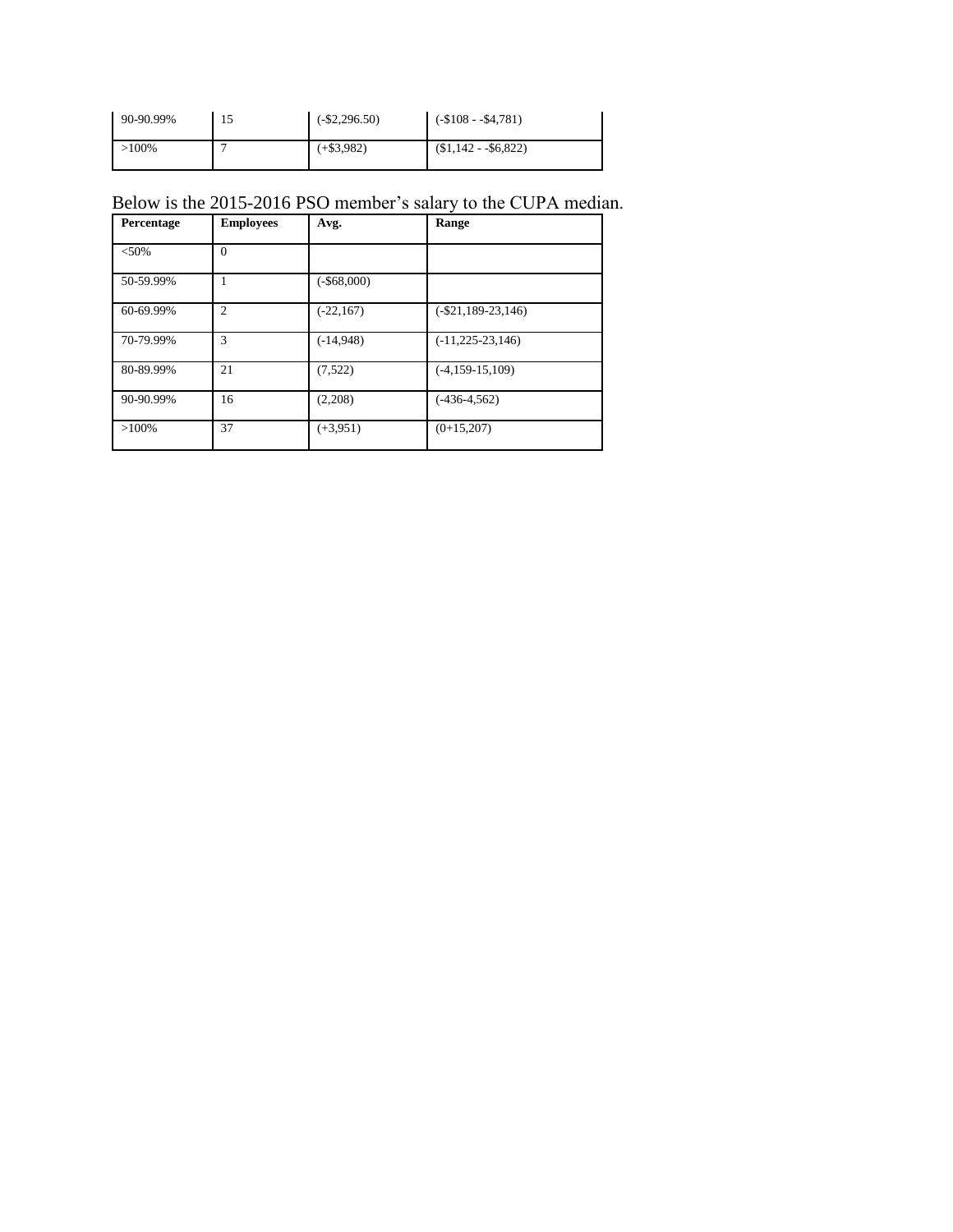| | | | |
|---|---|---|---|
| 90-90.99% | 15 | (-$2,296.50) | (-$108 - -$4,781) |
| >100% | 7 | (+$3,982) | ($1,142 - -$6,822) |

Below is the 2015-2016 PSO member's salary to the CUPA median.

| Percentage | Employees | Avg. | Range |
|---|---|---|---|
| <50% | 0 | | |
| 50-59.99% | 1 | (-$68,000) | |
| 60-69.99% | 2 | (-22,167) | (-$21,189-23,146) |
| 70-79.99% | 3 | (-14,948) | (-11,225-23,146) |
| 80-89.99% | 21 | (7,522) | (-4,159-15,109) |
| 90-90.99% | 16 | (2,208) | (-436-4,562) |
| >100% | 37 | (+3,951) | (0+15,207) |